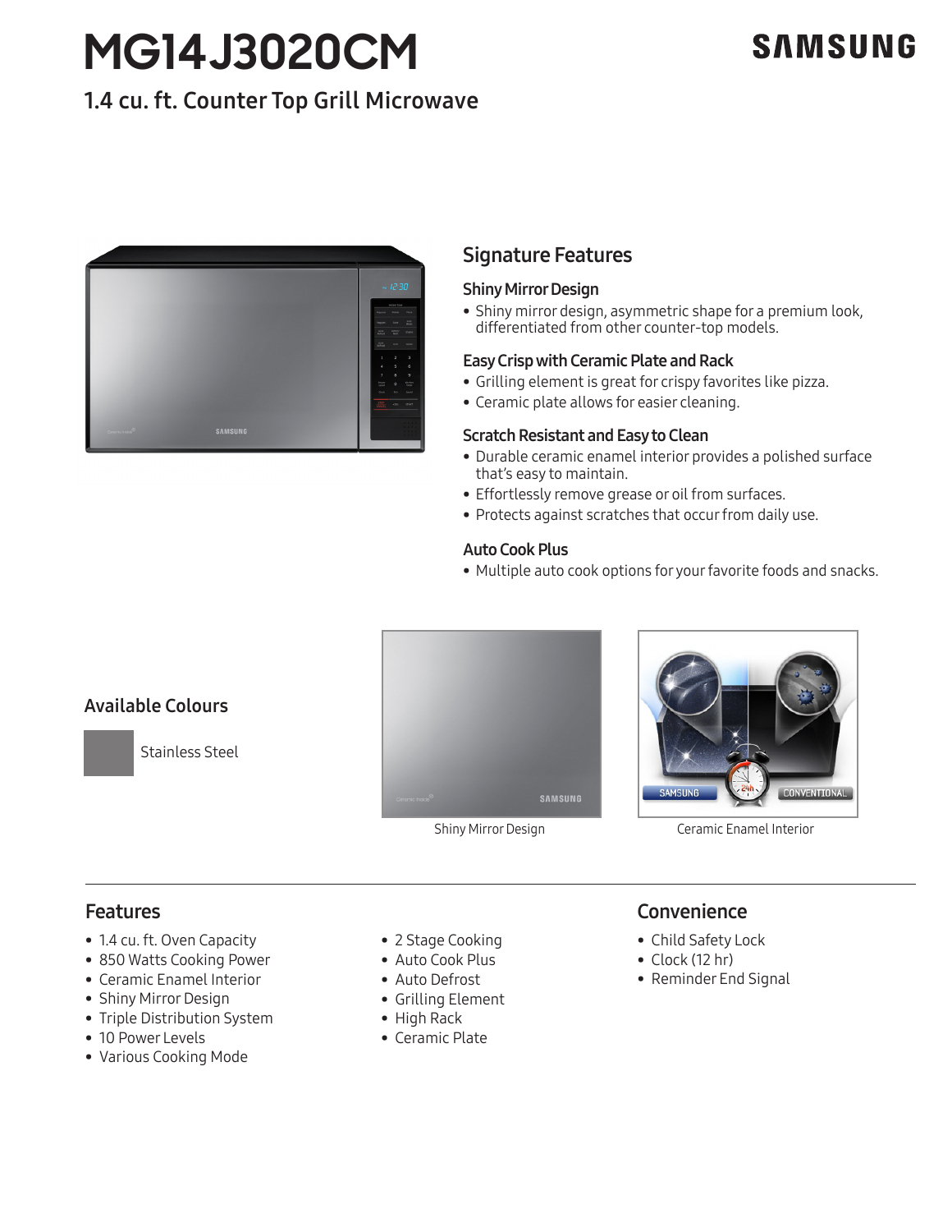# MG14J3020CM

SAMSUNG

## 1.4 cu. ft. Counter Top Grill Microwave

## Signature Features

### Shiny Mirror Design

- Shiny mirror design, asymmetric shape for a premium look, differentiated from other counter-top models.

### Easy Crisp with Ceramic Plate and Rack

- Grilling element is great for crispy favorites like pizza.
- Ceramic plate allows for easier cleaning.

### Scratch Resistant and Easy to Clean

- Durable ceramic enamel interior provides a polished surface that's easy to maintain.
- Effortlessly remove grease or oil from surfaces.
- Protects against scratches that occur from daily use.

### Auto Cook Plus

- Multiple auto cook options for your favorite foods and snacks.

## Available Colours

Stainless Steel

Shiny Mirror Design

Ceramic Enamel Interior

## Features

- 1.4 cu. ft. Oven Capacity
- 850 Watts Cooking Power
- Ceramic Enamel Interior
- Shiny Mirror Design
- Triple Distribution System
- 10 Power Levels
- Various Cooking Mode
- 2 Stage Cooking
- Auto Cook Plus
- Auto Defrost
- Grilling Element
- High Rack
- Ceramic Plate

## Convenience

- Child Safety Lock
- Clock (12 hr)
- Reminder End Signal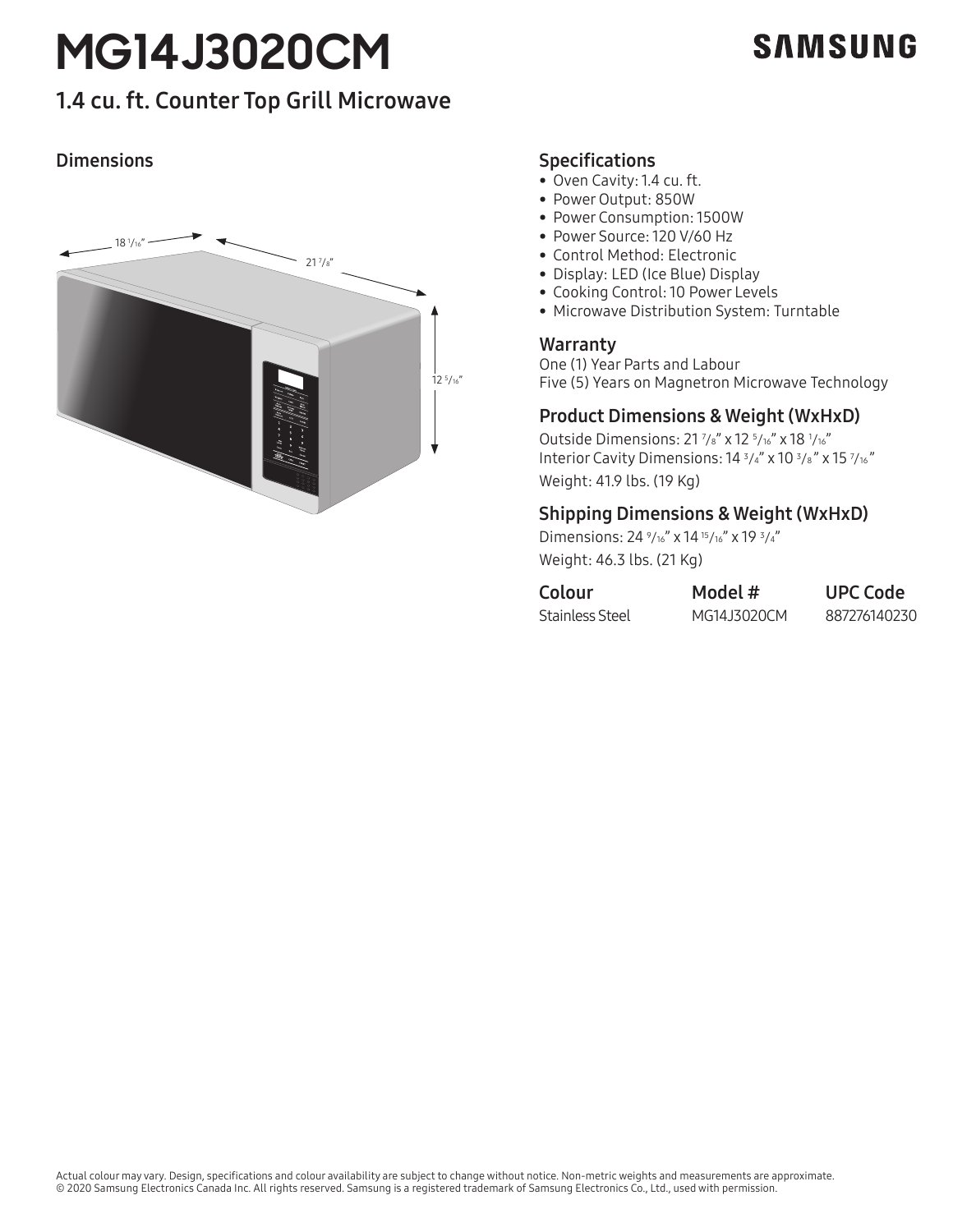# MG14J3020CM

SAMSUNG

## 1.4 cu. ft. Counter Top Grill Microwave

### Dimensions

18 1/16"

21 7/8"

12 5/16"

### Specifications

- Oven Cavity: 1.4 cu. ft.
- Power Output: 850W
- Power Consumption: 1500W
- Power Source: 120 V/60 Hz
- Control Method: Electronic
- Display: LED (Ice Blue) Display
- Cooking Control: 10 Power Levels
- Microwave Distribution System: Turntable

### Warranty

One (1) Year Parts and Labour
Five (5) Years on Magnetron Microwave Technology

### Product Dimensions & Weight (WxHxD)

Outside Dimensions: 21 7/8" x 12 5/16" x 18 1/16"
Interior Cavity Dimensions: 14 3/4" x 10 3/8" x 15 7/16"
Weight: 41.9 lbs. (19 Kg)

### Shipping Dimensions & Weight (WxHxD)

Dimensions: 24 9/16" x 14 15/16" x 19 3/4"
Weight: 46.3 lbs. (21 Kg)

| Colour | Model # | UPC Code |
| --- | --- | --- |
| Stainless Steel | MG14J3020CM | 887276140230 |

Actual colour may vary. Design, specifications and colour availability are subject to change without notice. Non-metric weights and measurements are approximate.
© 2020 Samsung Electronics Canada Inc. All rights reserved. Samsung is a registered trademark of Samsung Electronics Co., Ltd., used with permission.